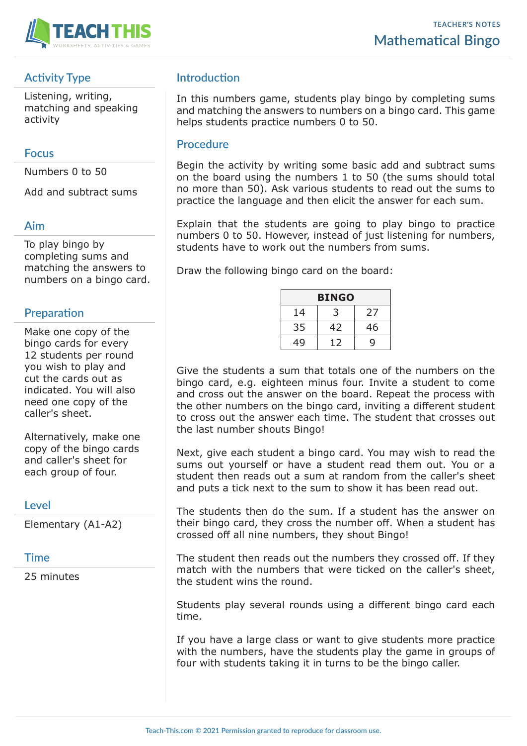TEACHER'S NOTES

# Mathematical Bingo

## Activity Type

Listening, writing, matching and speaking activity

## Focus

Numbers 0 to 50

Add and subtract sums

## Aim

To play bingo by completing sums and matching the answers to numbers on a bingo card.

## Preparation

Make one copy of the bingo cards for every 12 students per round you wish to play and cut the cards out as indicated. You will also need one copy of the caller's sheet.

Alternatively, make one copy of the bingo cards and caller's sheet for each group of four.

## Level

Elementary (A1-A2)

## Time

25 minutes

## Introduction

In this numbers game, students play bingo by completing sums and matching the answers to numbers on a bingo card. This game helps students practice numbers 0 to 50.

## Procedure

Begin the activity by writing some basic add and subtract sums on the board using the numbers 1 to 50 (the sums should total no more than 50). Ask various students to read out the sums to practice the language and then elicit the answer for each sum.

Explain that the students are going to play bingo to practice numbers 0 to 50. However, instead of just listening for numbers, students have to work out the numbers from sums.

Draw the following bingo card on the board:

| BINGO | | |
|---|---|---|
| 14 | 3 | 27 |
| 35 | 42 | 46 |
| 49 | 12 | 9 |

Give the students a sum that totals one of the numbers on the bingo card, e.g. eighteen minus four. Invite a student to come and cross out the answer on the board. Repeat the process with the other numbers on the bingo card, inviting a different student to cross out the answer each time. The student that crosses out the last number shouts Bingo!

Next, give each student a bingo card. You may wish to read the sums out yourself or have a student read them out. You or a student then reads out a sum at random from the caller's sheet and puts a tick next to the sum to show it has been read out.

The students then do the sum. If a student has the answer on their bingo card, they cross the number off. When a student has crossed off all nine numbers, they shout Bingo!

The student then reads out the numbers they crossed off. If they match with the numbers that were ticked on the caller's sheet, the student wins the round.

Students play several rounds using a different bingo card each time.

If you have a large class or want to give students more practice with the numbers, have the students play the game in groups of four with students taking it in turns to be the bingo caller.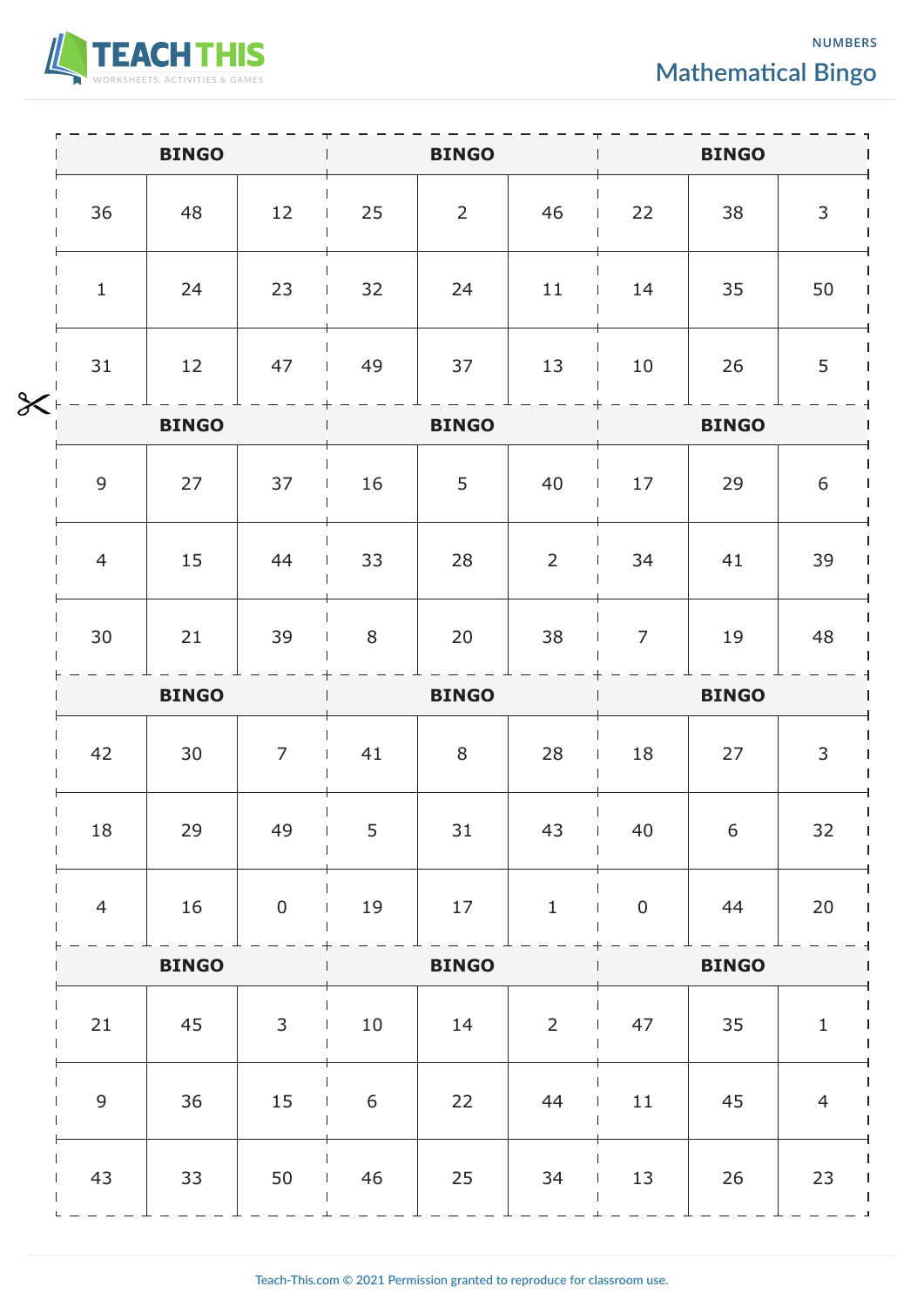# Mathematical Bingo

| BINGO | | |
|---|---|---|
| 36 | 48 | 12 |
| 1 | 24 | 23 |
| 31 | 12 | 47 |

| BINGO | | |
|---|---|---|
| 25 | 2 | 46 |
| 32 | 24 | 11 |
| 49 | 37 | 13 |

| BINGO | | |
|---|---|---|
| 22 | 38 | 3 |
| 14 | 35 | 50 |
| 10 | 26 | 5 |

| BINGO | | |
|---|---|---|
| 9 | 27 | 37 |
| 4 | 15 | 44 |
| 30 | 21 | 39 |

| BINGO | | |
|---|---|---|
| 16 | 5 | 40 |
| 33 | 28 | 2 |
| 8 | 20 | 38 |

| BINGO | | |
|---|---|---|
| 17 | 29 | 6 |
| 34 | 41 | 39 |
| 7 | 19 | 48 |

| BINGO | | |
|---|---|---|
| 42 | 30 | 7 |
| 18 | 29 | 49 |
| 4 | 16 | 0 |

| BINGO | | |
|---|---|---|
| 41 | 8 | 28 |
| 5 | 31 | 43 |
| 19 | 17 | 1 |

| BINGO | | |
|---|---|---|
| 18 | 27 | 3 |
| 40 | 6 | 32 |
| 0 | 44 | 20 |

| BINGO | | |
|---|---|---|
| 21 | 45 | 3 |
| 9 | 36 | 15 |
| 43 | 33 | 50 |

| BINGO | | |
|---|---|---|
| 10 | 14 | 2 |
| 6 | 22 | 44 |
| 46 | 25 | 34 |

| BINGO | | |
|---|---|---|
| 47 | 35 | 1 |
| 11 | 45 | 4 |
| 13 | 26 | 23 |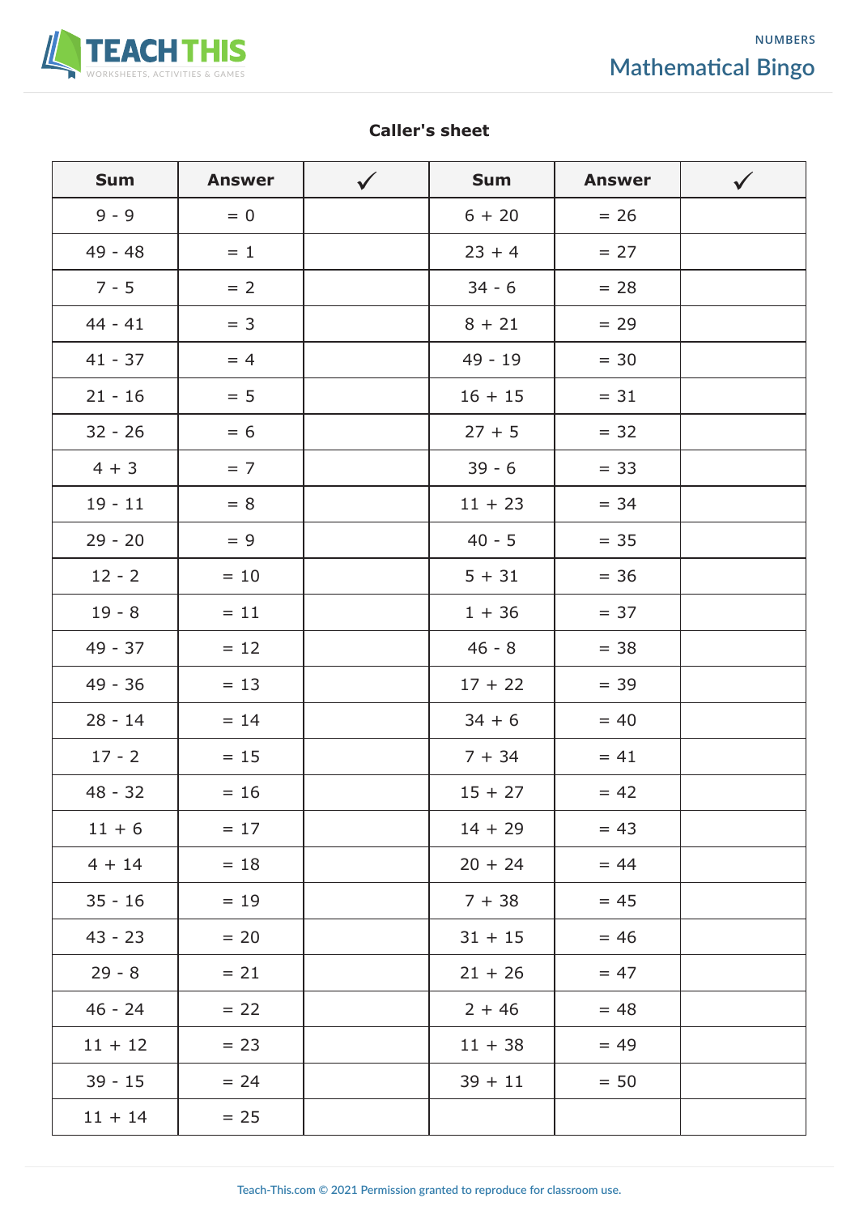### Caller's sheet

| Sum | Answer | ✓ | Sum | Answer | ✓ |
|---|---|---|---|---|---|
| 9 - 9 | = 0 | | 6 + 20 | = 26 | |
| 49 - 48 | = 1 | | 23 + 4 | = 27 | |
| 7 - 5 | = 2 | | 34 - 6 | = 28 | |
| 44 - 41 | = 3 | | 8 + 21 | = 29 | |
| 41 - 37 | = 4 | | 49 - 19 | = 30 | |
| 21 - 16 | = 5 | | 16 + 15 | = 31 | |
| 32 - 26 | = 6 | | 27 + 5 | = 32 | |
| 4 + 3 | = 7 | | 39 - 6 | = 33 | |
| 19 - 11 | = 8 | | 11 + 23 | = 34 | |
| 29 - 20 | = 9 | | 40 - 5 | = 35 | |
| 12 - 2 | = 10 | | 5 + 31 | = 36 | |
| 19 - 8 | = 11 | | 1 + 36 | = 37 | |
| 49 - 37 | = 12 | | 46 - 8 | = 38 | |
| 49 - 36 | = 13 | | 17 + 22 | = 39 | |
| 28 - 14 | = 14 | | 34 + 6 | = 40 | |
| 17 - 2 | = 15 | | 7 + 34 | = 41 | |
| 48 - 32 | = 16 | | 15 + 27 | = 42 | |
| 11 + 6 | = 17 | | 14 + 29 | = 43 | |
| 4 + 14 | = 18 | | 20 + 24 | = 44 | |
| 35 - 16 | = 19 | | 7 + 38 | = 45 | |
| 43 - 23 | = 20 | | 31 + 15 | = 46 | |
| 29 - 8 | = 21 | | 21 + 26 | = 47 | |
| 46 - 24 | = 22 | | 2 + 46 | = 48 | |
| 11 + 12 | = 23 | | 11 + 38 | = 49 | |
| 39 - 15 | = 24 | | 39 + 11 | = 50 | |
| 11 + 14 | = 25 | | | | |